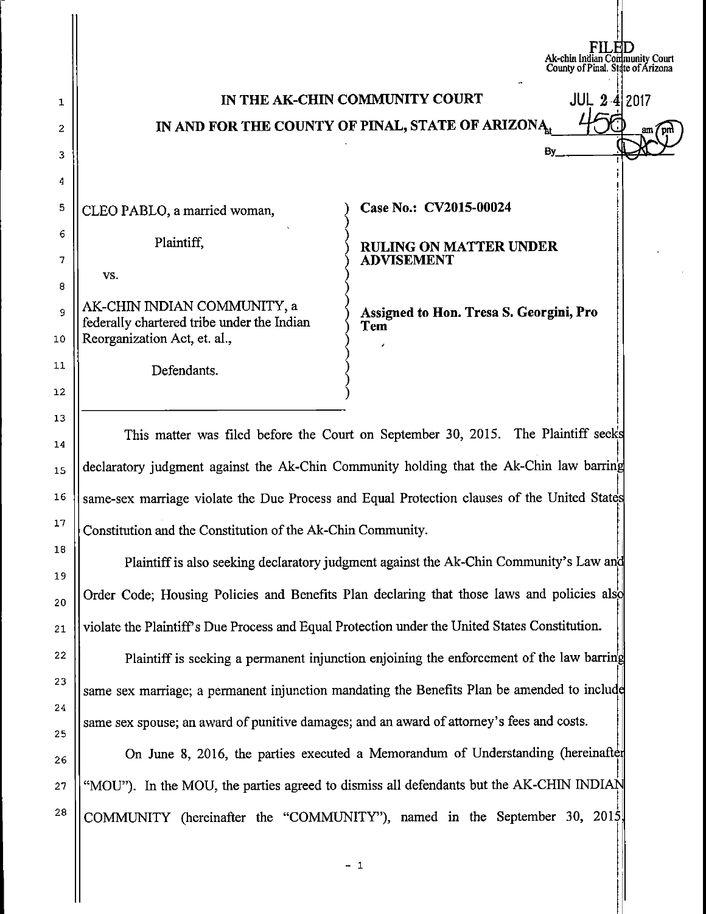FILED
Ak-chin Indian Community Court
County of Pinal. State of Arizona
JUL 24 2017
at 4:50 pm
By ____

**IN THE AK-CHIN COMMUNITY COURT**
**IN AND FOR THE COUNTY OF PINAL, STATE OF ARIZONA**

CLEO PABLO, a married woman,

Plaintiff,

vs.

AK-CHIN INDIAN COMMUNITY, a federally chartered tribe under the Indian Reorganization Act, et. al.,

Defendants.

**Case No.: CV2015-00024**

**RULING ON MATTER UNDER ADVISEMENT**

**Assigned to Hon. Tresa S. Georgini, Pro Tem**

---

This matter was filed before the Court on September 30, 2015. The Plaintiff seeks declaratory judgment against the Ak-Chin Community holding that the Ak-Chin law barring same-sex marriage violate the Due Process and Equal Protection clauses of the United States Constitution and the Constitution of the Ak-Chin Community.

Plaintiff is also seeking declaratory judgment against the Ak-Chin Community's Law and Order Code; Housing Policies and Benefits Plan declaring that those laws and policies also violate the Plaintiff's Due Process and Equal Protection under the United States Constitution.

Plaintiff is seeking a permanent injunction enjoining the enforcement of the law barring same sex marriage; a permanent injunction mandating the Benefits Plan be amended to include same sex spouse; an award of punitive damages; and an award of attorney's fees and costs.

On June 8, 2016, the parties executed a Memorandum of Understanding (hereinafter "MOU"). In the MOU, the parties agreed to dismiss all defendants but the AK-CHIN INDIAN COMMUNITY (hereinafter the "COMMUNITY"), named in the September 30, 2015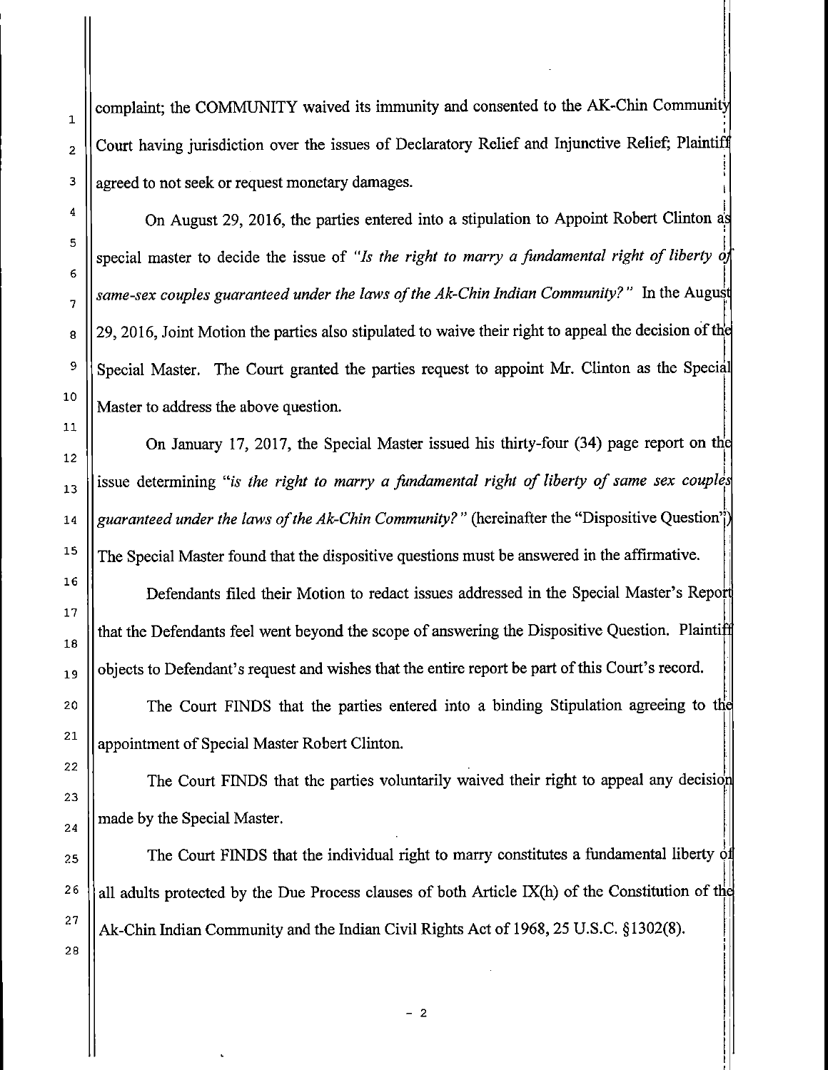complaint; the COMMUNITY waived its immunity and consented to the AK-Chin Community Court having jurisdiction over the issues of Declaratory Relief and Injunctive Relief; Plaintiff agreed to not seek or request monetary damages.

On August 29, 2016, the parties entered into a stipulation to Appoint Robert Clinton as special master to decide the issue of *"Is the right to marry a fundamental right of liberty of same-sex couples guaranteed under the laws of the Ak-Chin Indian Community?"* In the August 29, 2016, Joint Motion the parties also stipulated to waive their right to appeal the decision of the Special Master. The Court granted the parties request to appoint Mr. Clinton as the Special Master to address the above question.

On January 17, 2017, the Special Master issued his thirty-four (34) page report on the issue determining "*is the right to marry a fundamental right of liberty of same sex couples guaranteed under the laws of the Ak-Chin Community?*" (hereinafter the "Dispositive Question") The Special Master found that the dispositive questions must be answered in the affirmative.

Defendants filed their Motion to redact issues addressed in the Special Master's Report that the Defendants feel went beyond the scope of answering the Dispositive Question. Plaintiff objects to Defendant's request and wishes that the entire report be part of this Court's record.

The Court FINDS that the parties entered into a binding Stipulation agreeing to the appointment of Special Master Robert Clinton.

The Court FINDS that the parties voluntarily waived their right to appeal any decision made by the Special Master.

The Court FINDS that the individual right to marry constitutes a fundamental liberty of all adults protected by the Due Process clauses of both Article IX(h) of the Constitution of the Ak-Chin Indian Community and the Indian Civil Rights Act of 1968, 25 U.S.C. §1302(8).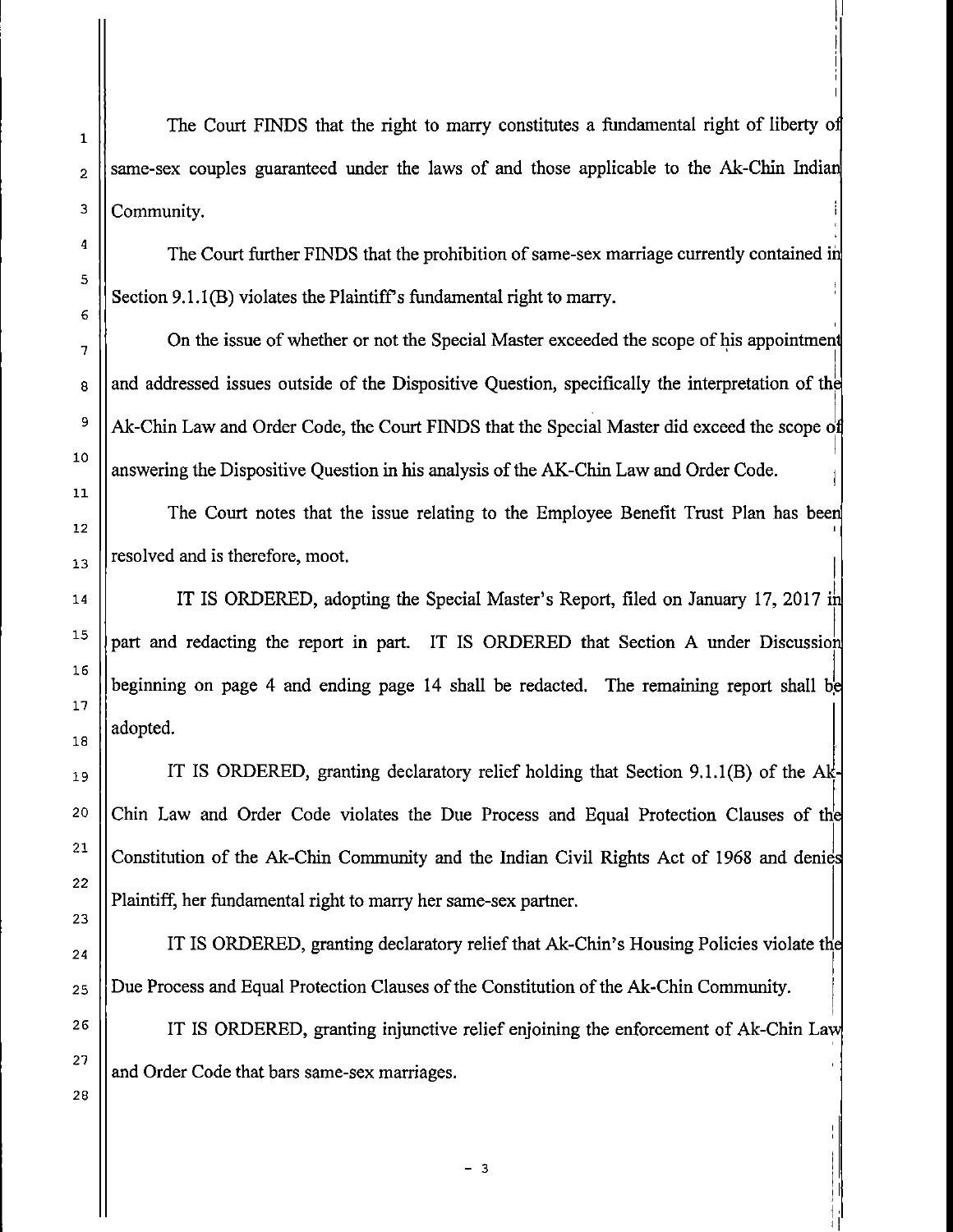The Court FINDS that the right to marry constitutes a fundamental right of liberty of same-sex couples guaranteed under the laws of and those applicable to the Ak-Chin Indian Community.

The Court further FINDS that the prohibition of same-sex marriage currently contained in Section 9.1.1(B) violates the Plaintiff's fundamental right to marry.

On the issue of whether or not the Special Master exceeded the scope of his appointment and addressed issues outside of the Dispositive Question, specifically the interpretation of the Ak-Chin Law and Order Code, the Court FINDS that the Special Master did exceed the scope of answering the Dispositive Question in his analysis of the AK-Chin Law and Order Code.

The Court notes that the issue relating to the Employee Benefit Trust Plan has been resolved and is therefore, moot.

IT IS ORDERED, adopting the Special Master's Report, filed on January 17, 2017 in part and redacting the report in part. IT IS ORDERED that Section A under Discussion beginning on page 4 and ending page 14 shall be redacted. The remaining report shall be adopted.

IT IS ORDERED, granting declaratory relief holding that Section 9.1.1(B) of the Ak-Chin Law and Order Code violates the Due Process and Equal Protection Clauses of the Constitution of the Ak-Chin Community and the Indian Civil Rights Act of 1968 and denies Plaintiff, her fundamental right to marry her same-sex partner.

IT IS ORDERED, granting declaratory relief that Ak-Chin's Housing Policies violate the Due Process and Equal Protection Clauses of the Constitution of the Ak-Chin Community.

IT IS ORDERED, granting injunctive relief enjoining the enforcement of Ak-Chin Law and Order Code that bars same-sex marriages.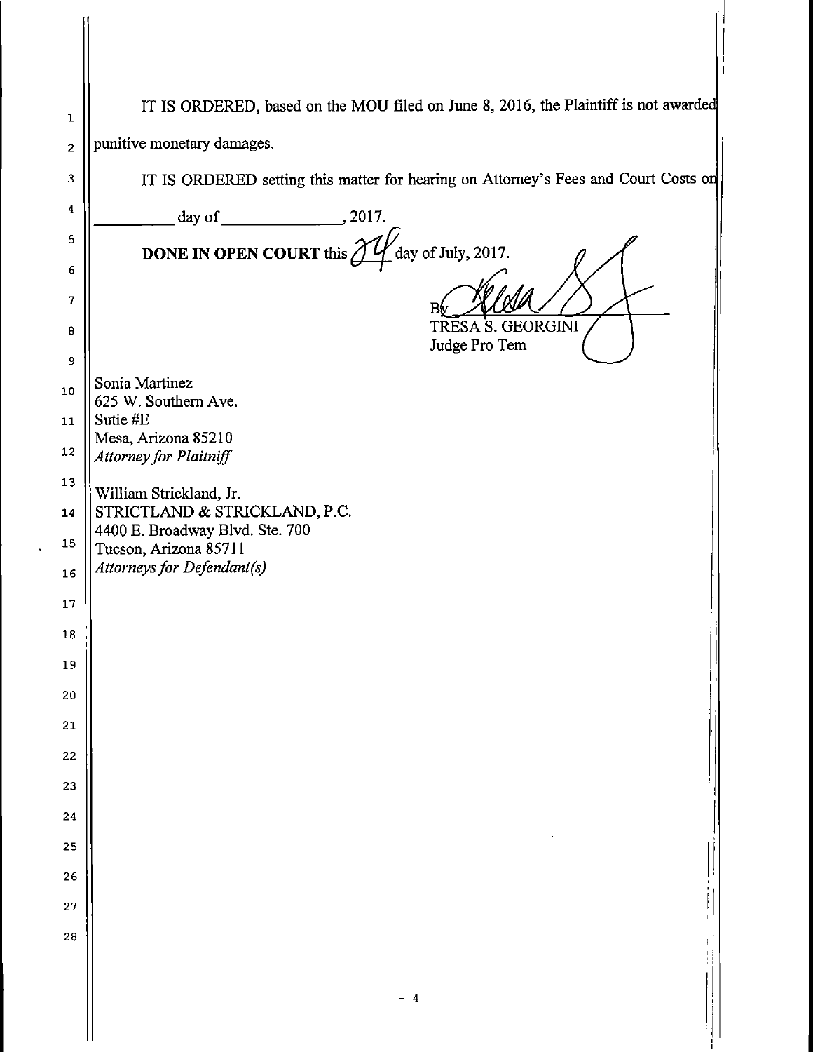IT IS ORDERED, based on the MOU filed on June 8, 2016, the Plaintiff is not awarded punitive monetary damages.

IT IS ORDERED setting this matter for hearing on Attorney's Fees and Court Costs on \_\_\_\_\_\_\_\_\_ day of \_\_\_\_\_\_\_\_\_\_\_\_\_\_, 2017.

**DONE IN OPEN COURT** this 24 day of July, 2017.

By \_\_\_\_\_\_\_\_\_\_\_\_\_\_\_\_\_\_\_\_
TRESA S. GEORGINI
Judge Pro Tem

Sonia Martinez
625 W. Southern Ave.
Sutie #E
Mesa, Arizona 85210
*Attorney for Plaitniff*

William Strickland, Jr.
STRICTLAND & STRICKLAND, P.C.
4400 E. Broadway Blvd. Ste. 700
Tucson, Arizona 85711
*Attorneys for Defendant(s)*